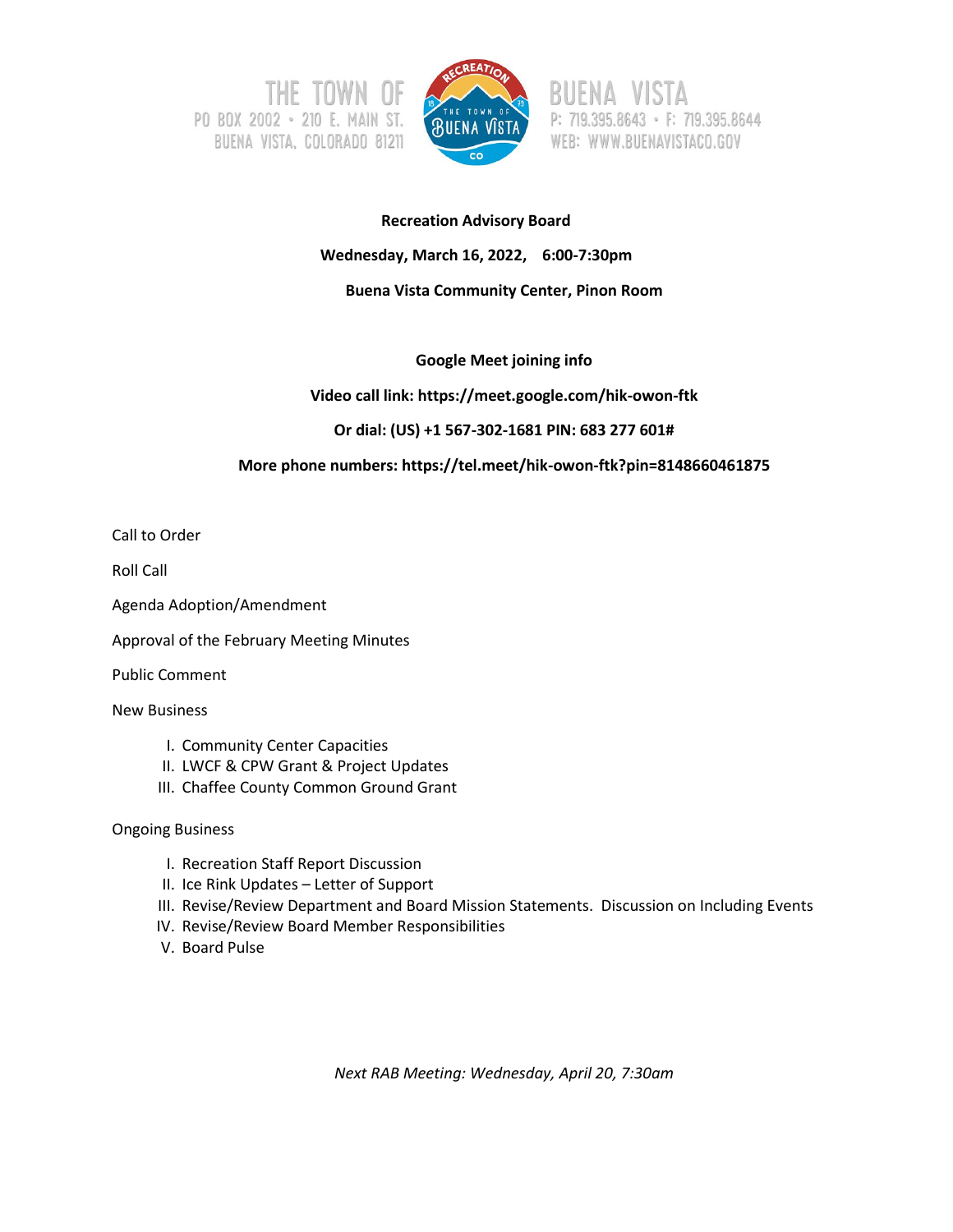THE TOWN OF
PO BOX 2002 • 210 E. MAIN ST.
BUENA VISTA, COLORADO 81211

BUENA VISTA
P: 719.395.8643 • F: 719.395.8644
WEB: WWW.BUENAVISTACO.GOV

**Recreation Advisory Board**

**Wednesday, March 16, 2022, 6:00-7:30pm**

**Buena Vista Community Center, Pinon Room**

**Google Meet joining info**

**Video call link: https://meet.google.com/hik-owon-ftk**

**Or dial: (US) +1 567-302-1681 PIN: 683 277 601#**

**More phone numbers: https://tel.meet/hik-owon-ftk?pin=8148660461875**

Call to Order

Roll Call

Agenda Adoption/Amendment

Approval of the February Meeting Minutes

Public Comment

New Business

I. Community Center Capacities
II. LWCF & CPW Grant & Project Updates
III. Chaffee County Common Ground Grant

Ongoing Business

I. Recreation Staff Report Discussion
II. Ice Rink Updates – Letter of Support
III. Revise/Review Department and Board Mission Statements. Discussion on Including Events
IV. Revise/Review Board Member Responsibilities
V. Board Pulse

*Next RAB Meeting: Wednesday, April 20, 7:30am*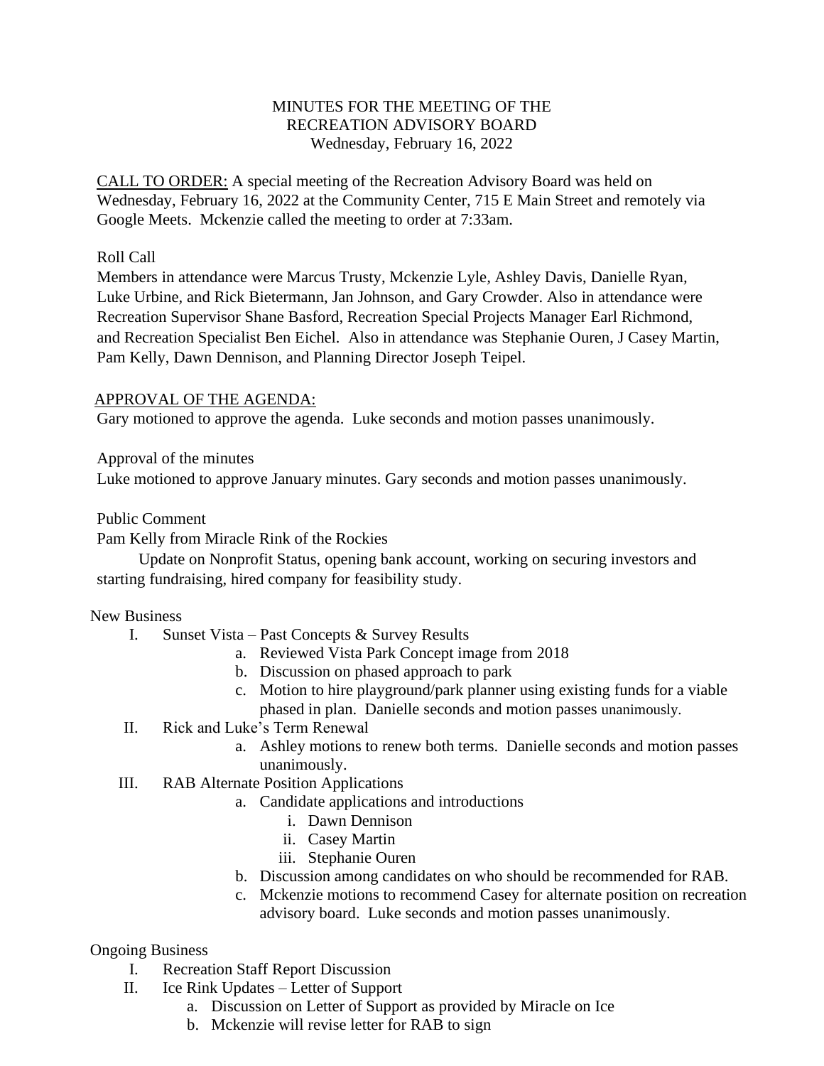MINUTES FOR THE MEETING OF THE
RECREATION ADVISORY BOARD
Wednesday, February 16, 2022

CALL TO ORDER: A special meeting of the Recreation Advisory Board was held on Wednesday, February 16, 2022 at the Community Center, 715 E Main Street and remotely via Google Meets. Mckenzie called the meeting to order at 7:33am.

Roll Call

Members in attendance were Marcus Trusty, Mckenzie Lyle, Ashley Davis, Danielle Ryan, Luke Urbine, and Rick Bietermann, Jan Johnson, and Gary Crowder. Also in attendance were Recreation Supervisor Shane Basford, Recreation Special Projects Manager Earl Richmond, and Recreation Specialist Ben Eichel. Also in attendance was Stephanie Ouren, J Casey Martin, Pam Kelly, Dawn Dennison, and Planning Director Joseph Teipel.

APPROVAL OF THE AGENDA:

Gary motioned to approve the agenda. Luke seconds and motion passes unanimously.

Approval of the minutes

Luke motioned to approve January minutes. Gary seconds and motion passes unanimously.

Public Comment

Pam Kelly from Miracle Rink of the Rockies

Update on Nonprofit Status, opening bank account, working on securing investors and starting fundraising, hired company for feasibility study.

New Business

I. Sunset Vista – Past Concepts & Survey Results
   a. Reviewed Vista Park Concept image from 2018
   b. Discussion on phased approach to park
   c. Motion to hire playground/park planner using existing funds for a viable phased in plan. Danielle seconds and motion passes unanimously.

II. Rick and Luke's Term Renewal
   a. Ashley motions to renew both terms. Danielle seconds and motion passes unanimously.

III. RAB Alternate Position Applications
   a. Candidate applications and introductions
      i. Dawn Dennison
      ii. Casey Martin
      iii. Stephanie Ouren
   b. Discussion among candidates on who should be recommended for RAB.
   c. Mckenzie motions to recommend Casey for alternate position on recreation advisory board. Luke seconds and motion passes unanimously.

Ongoing Business

I. Recreation Staff Report Discussion

II. Ice Rink Updates – Letter of Support
   a. Discussion on Letter of Support as provided by Miracle on Ice
   b. Mckenzie will revise letter for RAB to sign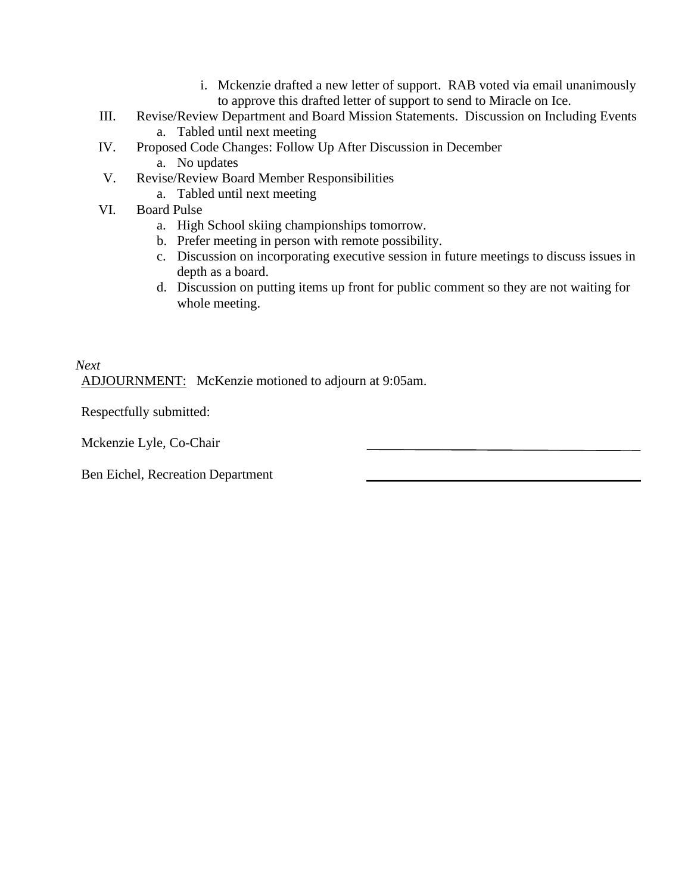i. Mckenzie drafted a new letter of support. RAB voted via email unanimously to approve this drafted letter of support to send to Miracle on Ice.

III. Revise/Review Department and Board Mission Statements. Discussion on Including Events
   a. Tabled until next meeting

IV. Proposed Code Changes: Follow Up After Discussion in December
   a. No updates

V. Revise/Review Board Member Responsibilities
   a. Tabled until next meeting

VI. Board Pulse
   a. High School skiing championships tomorrow.
   b. Prefer meeting in person with remote possibility.
   c. Discussion on incorporating executive session in future meetings to discuss issues in depth as a board.
   d. Discussion on putting items up front for public comment so they are not waiting for whole meeting.

*Next*

<u>ADJOURNMENT:</u> McKenzie motioned to adjourn at 9:05am.

Respectfully submitted:

Mckenzie Lyle, Co-Chair ______________________________

Ben Eichel, Recreation Department ______________________________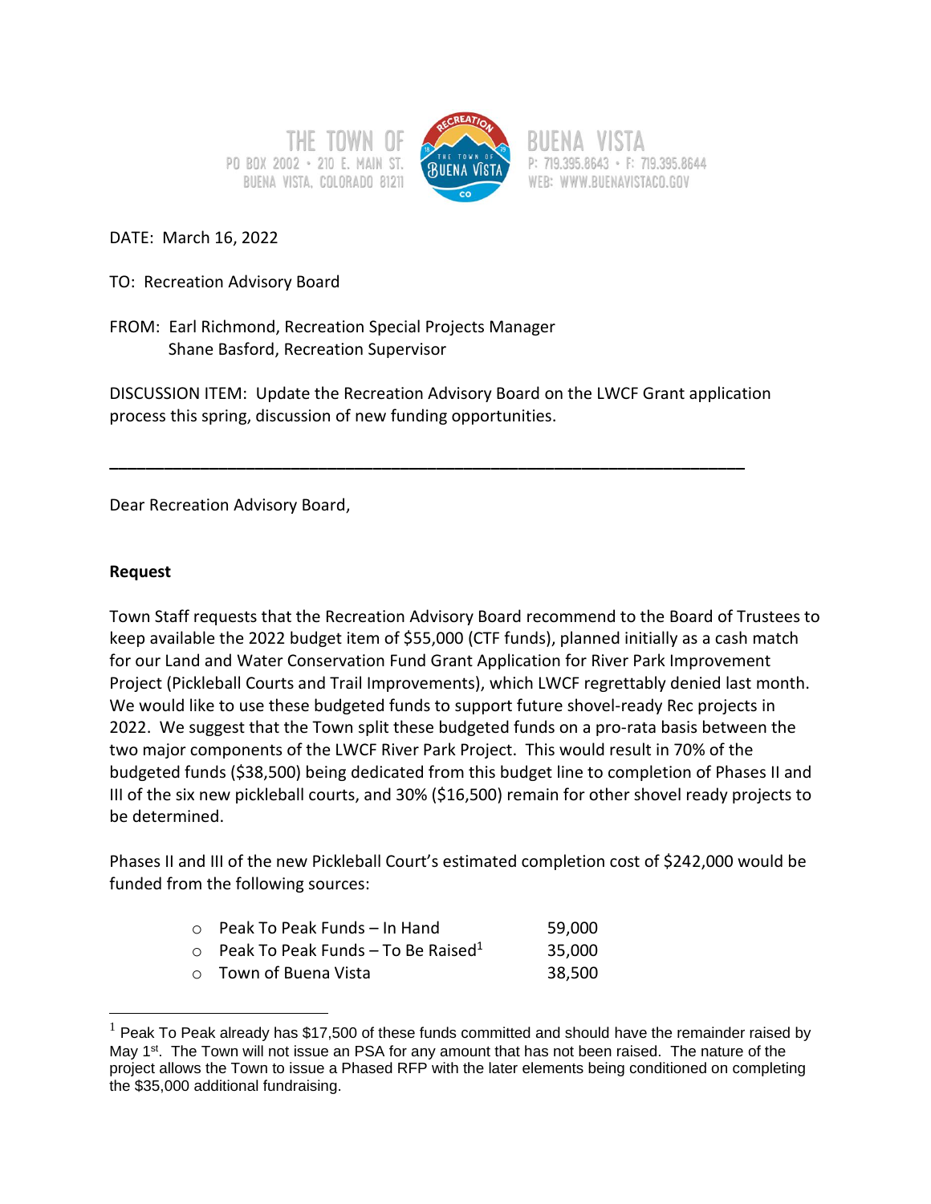THE TOWN OF BUENA VISTA
PO BOX 2002 • 210 E. MAIN ST.
BUENA VISTA, COLORADO 81211
P: 719.395.8643 • F: 719.395.8644
WEB: WWW.BUENAVISTACO.GOV

DATE: March 16, 2022

TO: Recreation Advisory Board

FROM: Earl Richmond, Recreation Special Projects Manager
Shane Basford, Recreation Supervisor

DISCUSSION ITEM: Update the Recreation Advisory Board on the LWCF Grant application process this spring, discussion of new funding opportunities.

---

Dear Recreation Advisory Board,

**Request**

Town Staff requests that the Recreation Advisory Board recommend to the Board of Trustees to keep available the 2022 budget item of $55,000 (CTF funds), planned initially as a cash match for our Land and Water Conservation Fund Grant Application for River Park Improvement Project (Pickleball Courts and Trail Improvements), which LWCF regrettably denied last month. We would like to use these budgeted funds to support future shovel-ready Rec projects in 2022. We suggest that the Town split these budgeted funds on a pro-rata basis between the two major components of the LWCF River Park Project. This would result in 70% of the budgeted funds ($38,500) being dedicated from this budget line to completion of Phases II and III of the six new pickleball courts, and 30% ($16,500) remain for other shovel ready projects to be determined.

Phases II and III of the new Pickleball Court's estimated completion cost of $242,000 would be funded from the following sources:

- Peak To Peak Funds – In Hand 59,000
- Peak To Peak Funds – To Be Raised[1] 35,000
- Town of Buena Vista 38,500

[1] Peak To Peak already has $17,500 of these funds committed and should have the remainder raised by May 1st. The Town will not issue an PSA for any amount that has not been raised. The nature of the project allows the Town to issue a Phased RFP with the later elements being conditioned on completing the $35,000 additional fundraising.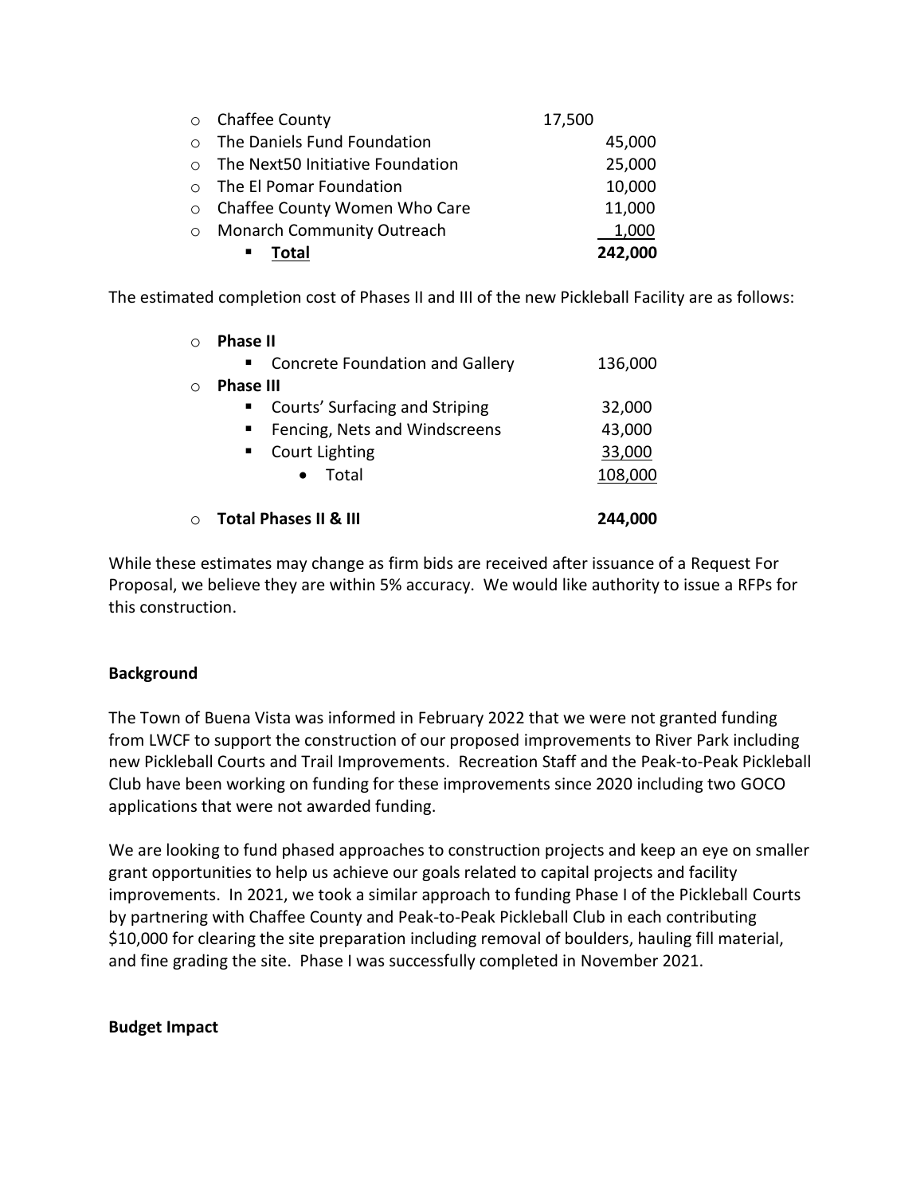- Chaffee County 17,500
- The Daniels Fund Foundation 45,000
- The Next50 Initiative Foundation 25,000
- The El Pomar Foundation 10,000
- Chaffee County Women Who Care 11,000
- Monarch Community Outreach 1,000
  - **Total** **242,000**

The estimated completion cost of Phases II and III of the new Pickleball Facility are as follows:

- **Phase II**
  - Concrete Foundation and Gallery 136,000
- **Phase III**
  - Courts' Surfacing and Striping 32,000
  - Fencing, Nets and Windscreens 43,000
  - Court Lighting 33,000
    - Total 108,000
- **Total Phases II & III** **244,000**

While these estimates may change as firm bids are received after issuance of a Request For Proposal, we believe they are within 5% accuracy. We would like authority to issue a RFPs for this construction.

**Background**

The Town of Buena Vista was informed in February 2022 that we were not granted funding from LWCF to support the construction of our proposed improvements to River Park including new Pickleball Courts and Trail Improvements. Recreation Staff and the Peak-to-Peak Pickleball Club have been working on funding for these improvements since 2020 including two GOCO applications that were not awarded funding.

We are looking to fund phased approaches to construction projects and keep an eye on smaller grant opportunities to help us achieve our goals related to capital projects and facility improvements. In 2021, we took a similar approach to funding Phase I of the Pickleball Courts by partnering with Chaffee County and Peak-to-Peak Pickleball Club in each contributing $10,000 for clearing the site preparation including removal of boulders, hauling fill material, and fine grading the site. Phase I was successfully completed in November 2021.

**Budget Impact**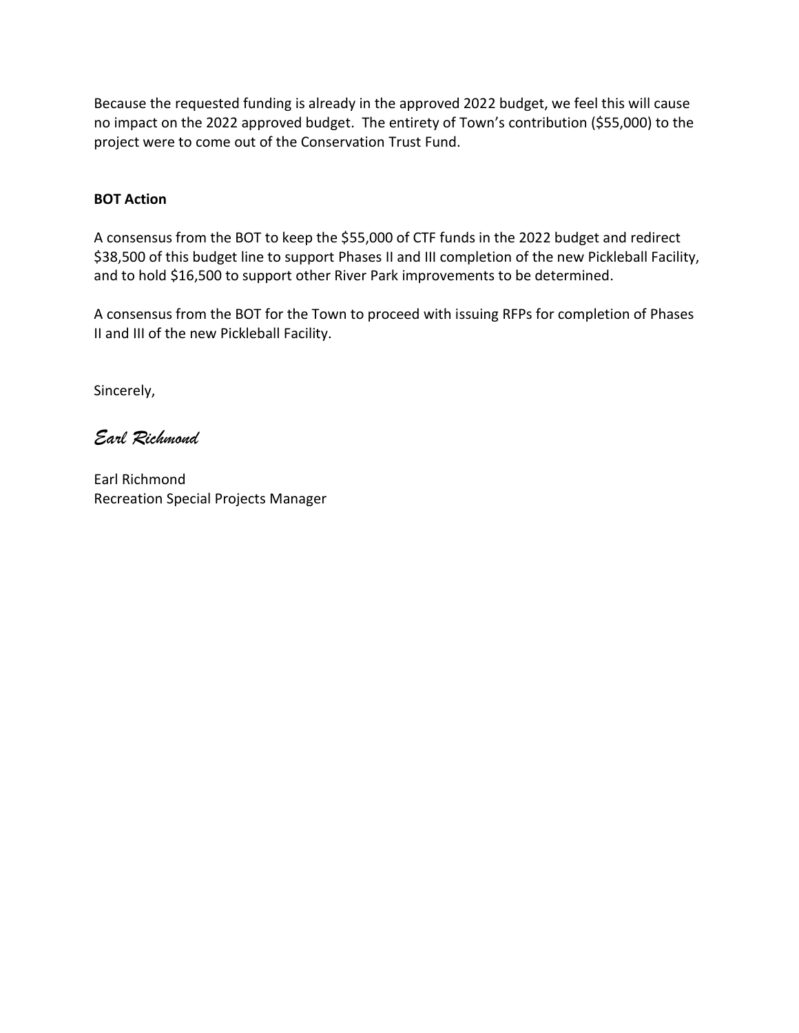Because the requested funding is already in the approved 2022 budget, we feel this will cause no impact on the 2022 approved budget. The entirety of Town's contribution ($55,000) to the project were to come out of the Conservation Trust Fund.

**BOT Action**

A consensus from the BOT to keep the $55,000 of CTF funds in the 2022 budget and redirect $38,500 of this budget line to support Phases II and III completion of the new Pickleball Facility, and to hold $16,500 to support other River Park improvements to be determined.

A consensus from the BOT for the Town to proceed with issuing RFPs for completion of Phases II and III of the new Pickleball Facility.

Sincerely,

*Earl Richmond*

Earl Richmond
Recreation Special Projects Manager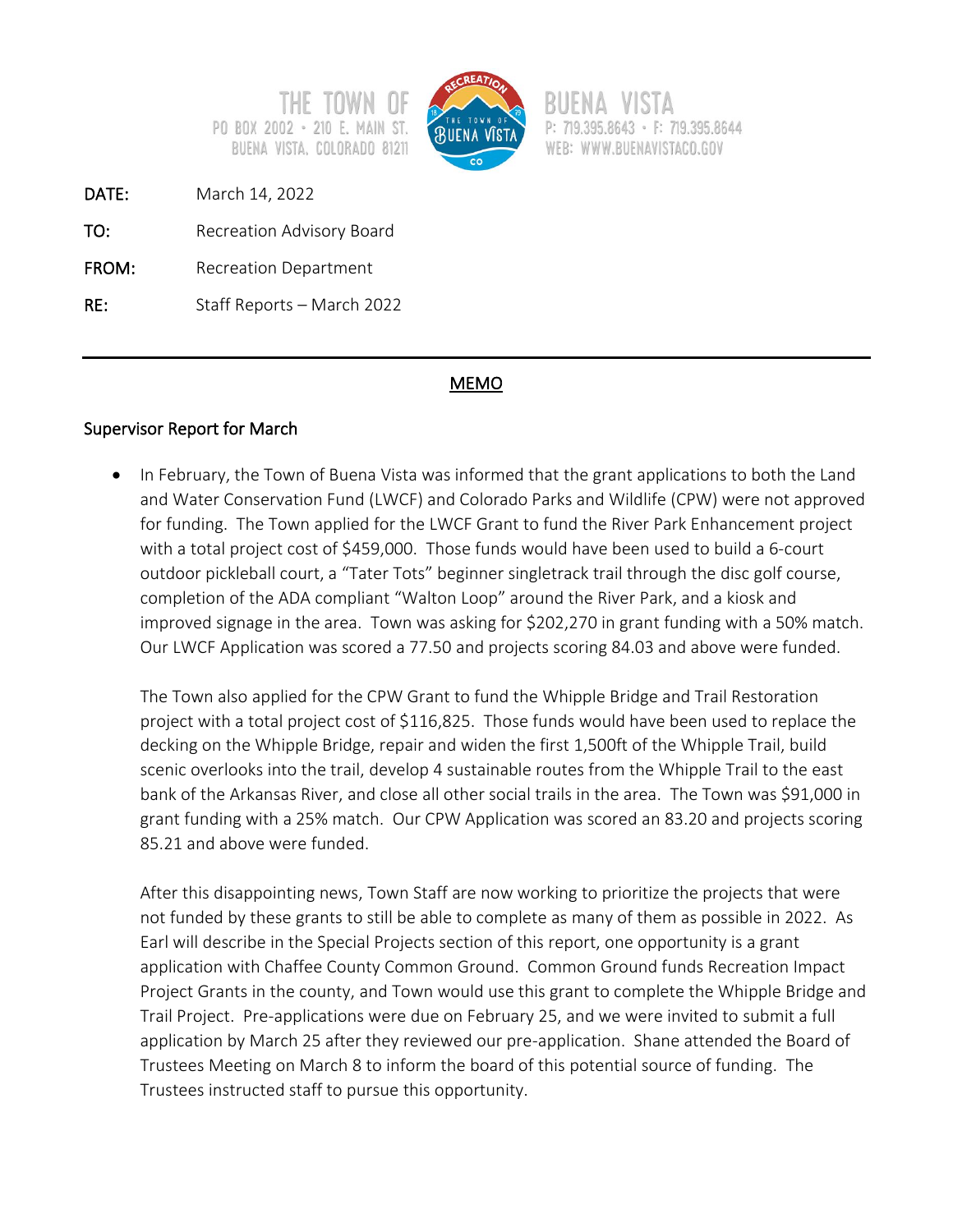THE TOWN OF
PO BOX 2002 • 210 E. MAIN ST.
BUENA VISTA, COLORADO 81211

BUENA VISTA
P: 719.395.8643 • F: 719.395.8644
WEB: WWW.BUENAVISTACO.GOV

**DATE:** March 14, 2022

**TO:** Recreation Advisory Board

**FROM:** Recreation Department

**RE:** Staff Reports – March 2022

---

<u>MEMO</u>

## Supervisor Report for March

- In February, the Town of Buena Vista was informed that the grant applications to both the Land and Water Conservation Fund (LWCF) and Colorado Parks and Wildlife (CPW) were not approved for funding. The Town applied for the LWCF Grant to fund the River Park Enhancement project with a total project cost of $459,000. Those funds would have been used to build a 6-court outdoor pickleball court, a "Tater Tots" beginner singletrack trail through the disc golf course, completion of the ADA compliant "Walton Loop" around the River Park, and a kiosk and improved signage in the area. Town was asking for $202,270 in grant funding with a 50% match. Our LWCF Application was scored a 77.50 and projects scoring 84.03 and above were funded.

  The Town also applied for the CPW Grant to fund the Whipple Bridge and Trail Restoration project with a total project cost of $116,825. Those funds would have been used to replace the decking on the Whipple Bridge, repair and widen the first 1,500ft of the Whipple Trail, build scenic overlooks into the trail, develop 4 sustainable routes from the Whipple Trail to the east bank of the Arkansas River, and close all other social trails in the area. The Town was $91,000 in grant funding with a 25% match. Our CPW Application was scored an 83.20 and projects scoring 85.21 and above were funded.

  After this disappointing news, Town Staff are now working to prioritize the projects that were not funded by these grants to still be able to complete as many of them as possible in 2022. As Earl will describe in the Special Projects section of this report, one opportunity is a grant application with Chaffee County Common Ground. Common Ground funds Recreation Impact Project Grants in the county, and Town would use this grant to complete the Whipple Bridge and Trail Project. Pre-applications were due on February 25, and we were invited to submit a full application by March 25 after they reviewed our pre-application. Shane attended the Board of Trustees Meeting on March 8 to inform the board of this potential source of funding. The Trustees instructed staff to pursue this opportunity.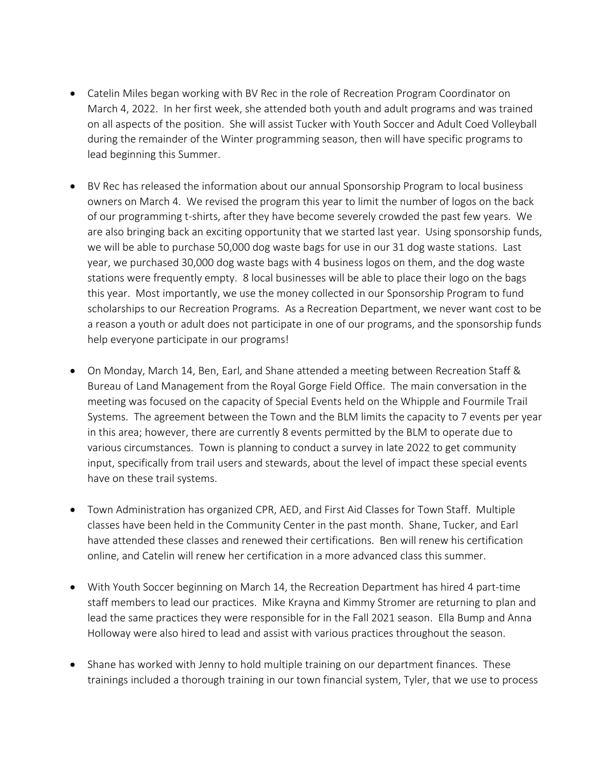- Catelin Miles began working with BV Rec in the role of Recreation Program Coordinator on March 4, 2022. In her first week, she attended both youth and adult programs and was trained on all aspects of the position. She will assist Tucker with Youth Soccer and Adult Coed Volleyball during the remainder of the Winter programming season, then will have specific programs to lead beginning this Summer.

- BV Rec has released the information about our annual Sponsorship Program to local business owners on March 4. We revised the program this year to limit the number of logos on the back of our programming t-shirts, after they have become severely crowded the past few years. We are also bringing back an exciting opportunity that we started last year. Using sponsorship funds, we will be able to purchase 50,000 dog waste bags for use in our 31 dog waste stations. Last year, we purchased 30,000 dog waste bags with 4 business logos on them, and the dog waste stations were frequently empty. 8 local businesses will be able to place their logo on the bags this year. Most importantly, we use the money collected in our Sponsorship Program to fund scholarships to our Recreation Programs. As a Recreation Department, we never want cost to be a reason a youth or adult does not participate in one of our programs, and the sponsorship funds help everyone participate in our programs!

- On Monday, March 14, Ben, Earl, and Shane attended a meeting between Recreation Staff & Bureau of Land Management from the Royal Gorge Field Office. The main conversation in the meeting was focused on the capacity of Special Events held on the Whipple and Fourmile Trail Systems. The agreement between the Town and the BLM limits the capacity to 7 events per year in this area; however, there are currently 8 events permitted by the BLM to operate due to various circumstances. Town is planning to conduct a survey in late 2022 to get community input, specifically from trail users and stewards, about the level of impact these special events have on these trail systems.

- Town Administration has organized CPR, AED, and First Aid Classes for Town Staff. Multiple classes have been held in the Community Center in the past month. Shane, Tucker, and Earl have attended these classes and renewed their certifications. Ben will renew his certification online, and Catelin will renew her certification in a more advanced class this summer.

- With Youth Soccer beginning on March 14, the Recreation Department has hired 4 part-time staff members to lead our practices. Mike Krayna and Kimmy Stromer are returning to plan and lead the same practices they were responsible for in the Fall 2021 season. Ella Bump and Anna Holloway were also hired to lead and assist with various practices throughout the season.

- Shane has worked with Jenny to hold multiple training on our department finances. These trainings included a thorough training in our town financial system, Tyler, that we use to process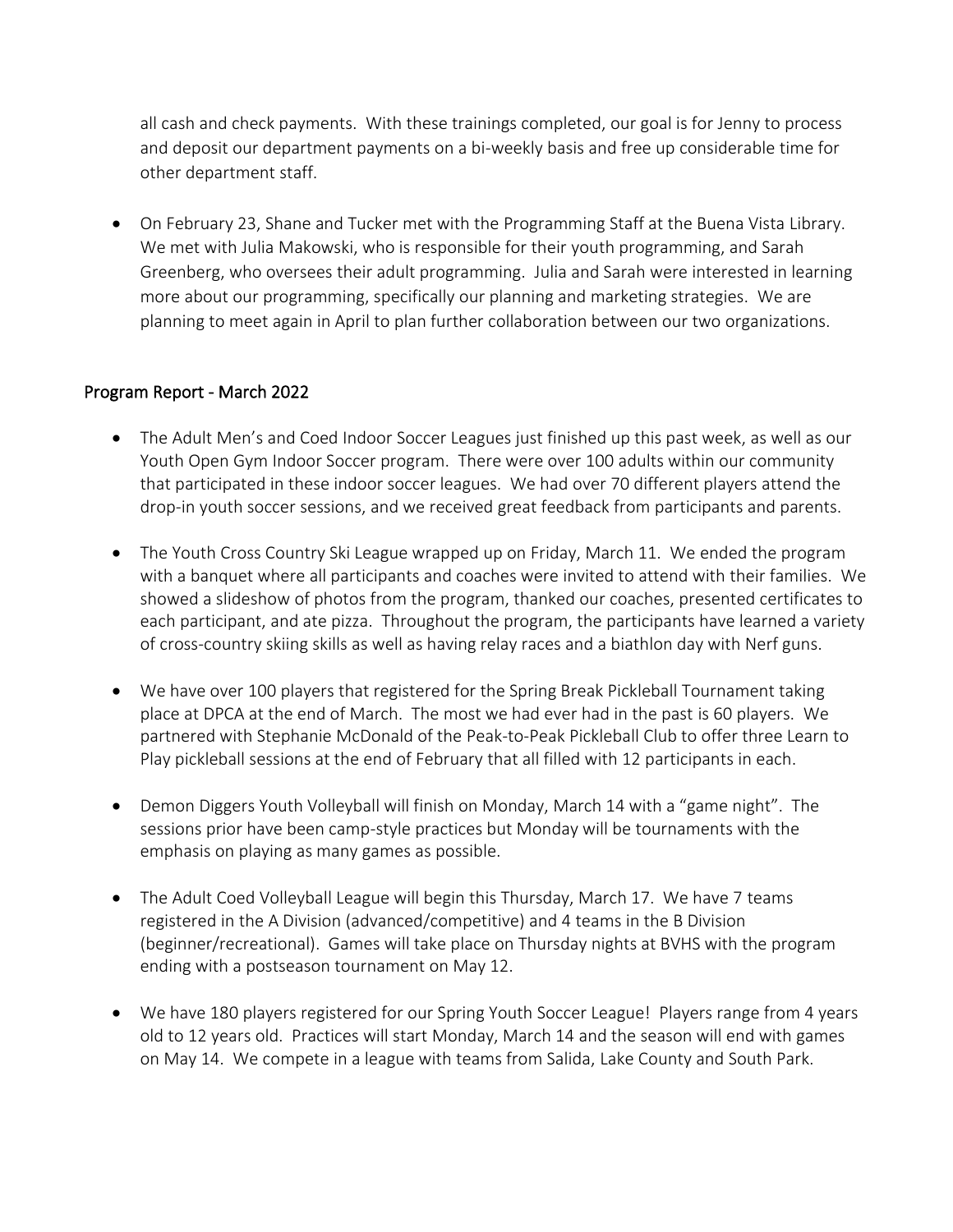all cash and check payments. With these trainings completed, our goal is for Jenny to process and deposit our department payments on a bi-weekly basis and free up considerable time for other department staff.

- On February 23, Shane and Tucker met with the Programming Staff at the Buena Vista Library. We met with Julia Makowski, who is responsible for their youth programming, and Sarah Greenberg, who oversees their adult programming. Julia and Sarah were interested in learning more about our programming, specifically our planning and marketing strategies. We are planning to meet again in April to plan further collaboration between our two organizations.

## Program Report - March 2022

- The Adult Men's and Coed Indoor Soccer Leagues just finished up this past week, as well as our Youth Open Gym Indoor Soccer program. There were over 100 adults within our community that participated in these indoor soccer leagues. We had over 70 different players attend the drop-in youth soccer sessions, and we received great feedback from participants and parents.

- The Youth Cross Country Ski League wrapped up on Friday, March 11. We ended the program with a banquet where all participants and coaches were invited to attend with their families. We showed a slideshow of photos from the program, thanked our coaches, presented certificates to each participant, and ate pizza. Throughout the program, the participants have learned a variety of cross-country skiing skills as well as having relay races and a biathlon day with Nerf guns.

- We have over 100 players that registered for the Spring Break Pickleball Tournament taking place at DPCA at the end of March. The most we had ever had in the past is 60 players. We partnered with Stephanie McDonald of the Peak-to-Peak Pickleball Club to offer three Learn to Play pickleball sessions at the end of February that all filled with 12 participants in each.

- Demon Diggers Youth Volleyball will finish on Monday, March 14 with a "game night". The sessions prior have been camp-style practices but Monday will be tournaments with the emphasis on playing as many games as possible.

- The Adult Coed Volleyball League will begin this Thursday, March 17. We have 7 teams registered in the A Division (advanced/competitive) and 4 teams in the B Division (beginner/recreational). Games will take place on Thursday nights at BVHS with the program ending with a postseason tournament on May 12.

- We have 180 players registered for our Spring Youth Soccer League! Players range from 4 years old to 12 years old. Practices will start Monday, March 14 and the season will end with games on May 14. We compete in a league with teams from Salida, Lake County and South Park.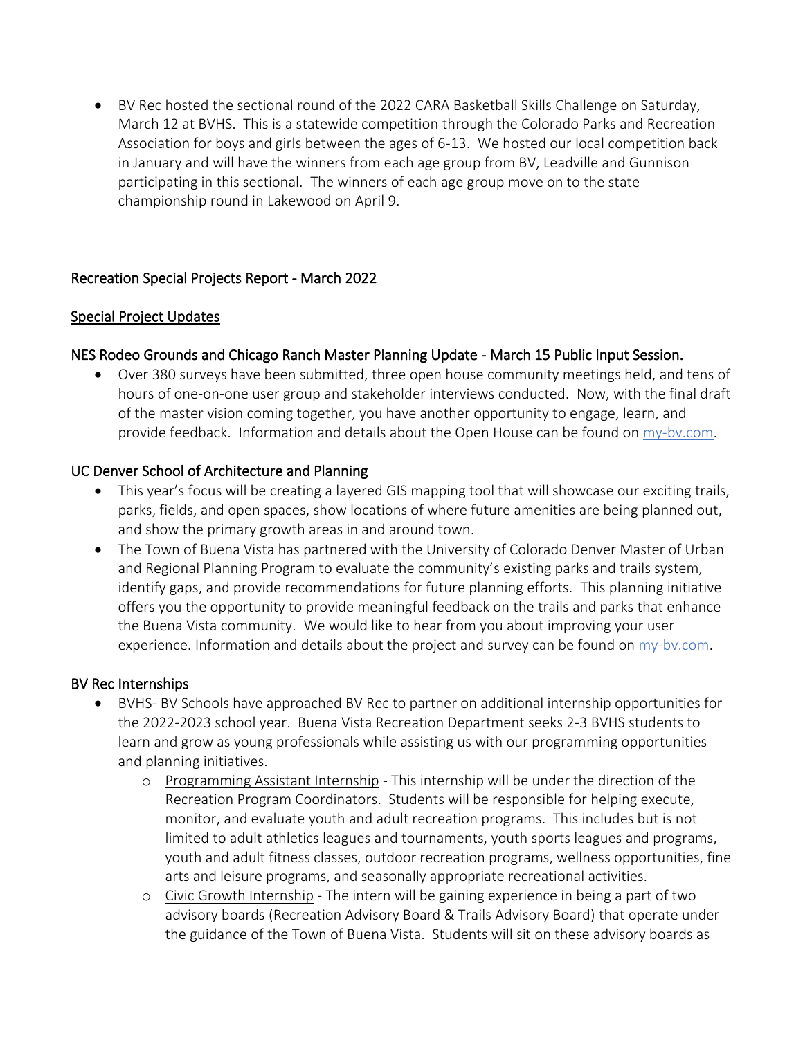- BV Rec hosted the sectional round of the 2022 CARA Basketball Skills Challenge on Saturday, March 12 at BVHS. This is a statewide competition through the Colorado Parks and Recreation Association for boys and girls between the ages of 6-13. We hosted our local competition back in January and will have the winners from each age group from BV, Leadville and Gunnison participating in this sectional. The winners of each age group move on to the state championship round in Lakewood on April 9.

## Recreation Special Projects Report - March 2022

### Special Project Updates

#### NES Rodeo Grounds and Chicago Ranch Master Planning Update - March 15 Public Input Session.

- Over 380 surveys have been submitted, three open house community meetings held, and tens of hours of one-on-one user group and stakeholder interviews conducted. Now, with the final draft of the master vision coming together, you have another opportunity to engage, learn, and provide feedback. Information and details about the Open House can be found on my-bv.com.

#### UC Denver School of Architecture and Planning

- This year's focus will be creating a layered GIS mapping tool that will showcase our exciting trails, parks, fields, and open spaces, show locations of where future amenities are being planned out, and show the primary growth areas in and around town.
- The Town of Buena Vista has partnered with the University of Colorado Denver Master of Urban and Regional Planning Program to evaluate the community's existing parks and trails system, identify gaps, and provide recommendations for future planning efforts. This planning initiative offers you the opportunity to provide meaningful feedback on the trails and parks that enhance the Buena Vista community. We would like to hear from you about improving your user experience. Information and details about the project and survey can be found on my-bv.com.

#### BV Rec Internships

- BVHS- BV Schools have approached BV Rec to partner on additional internship opportunities for the 2022-2023 school year. Buena Vista Recreation Department seeks 2-3 BVHS students to learn and grow as young professionals while assisting us with our programming opportunities and planning initiatives.
  - Programming Assistant Internship - This internship will be under the direction of the Recreation Program Coordinators. Students will be responsible for helping execute, monitor, and evaluate youth and adult recreation programs. This includes but is not limited to adult athletics leagues and tournaments, youth sports leagues and programs, youth and adult fitness classes, outdoor recreation programs, wellness opportunities, fine arts and leisure programs, and seasonally appropriate recreational activities.
  - Civic Growth Internship - The intern will be gaining experience in being a part of two advisory boards (Recreation Advisory Board & Trails Advisory Board) that operate under the guidance of the Town of Buena Vista. Students will sit on these advisory boards as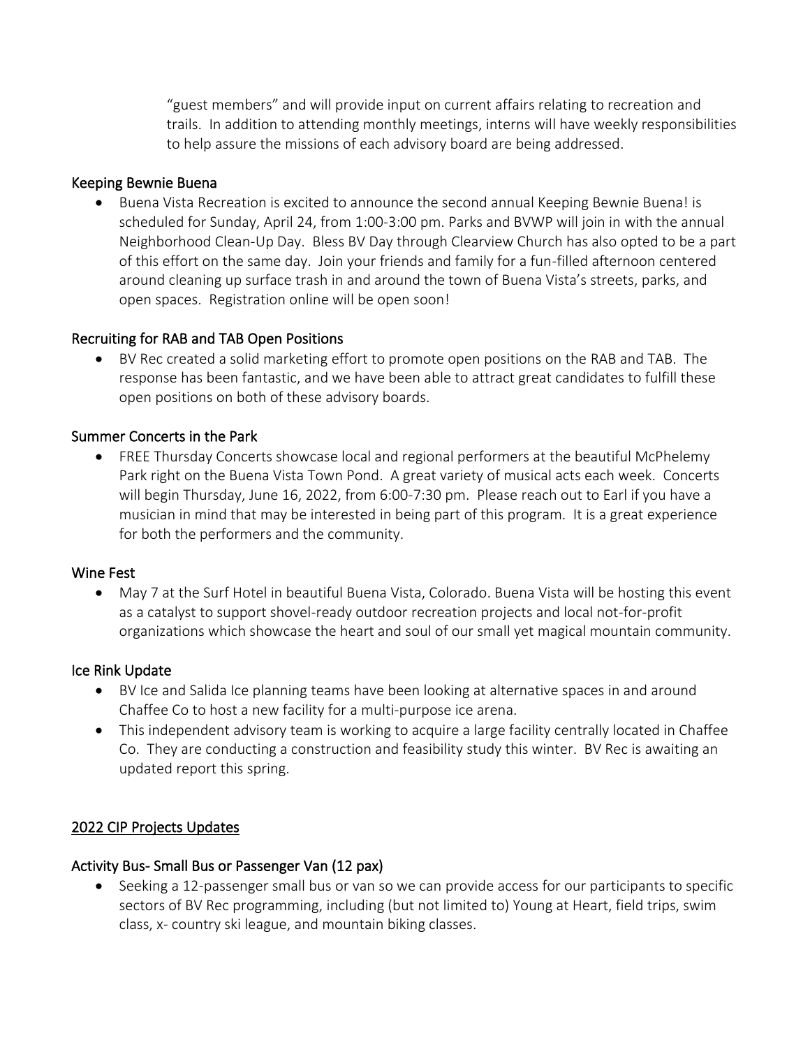"guest members" and will provide input on current affairs relating to recreation and trails. In addition to attending monthly meetings, interns will have weekly responsibilities to help assure the missions of each advisory board are being addressed.

### Keeping Bewnie Buena

- Buena Vista Recreation is excited to announce the second annual Keeping Bewnie Buena! is scheduled for Sunday, April 24, from 1:00-3:00 pm. Parks and BVWP will join in with the annual Neighborhood Clean-Up Day. Bless BV Day through Clearview Church has also opted to be a part of this effort on the same day. Join your friends and family for a fun-filled afternoon centered around cleaning up surface trash in and around the town of Buena Vista's streets, parks, and open spaces. Registration online will be open soon!

### Recruiting for RAB and TAB Open Positions

- BV Rec created a solid marketing effort to promote open positions on the RAB and TAB. The response has been fantastic, and we have been able to attract great candidates to fulfill these open positions on both of these advisory boards.

### Summer Concerts in the Park

- FREE Thursday Concerts showcase local and regional performers at the beautiful McPhelemy Park right on the Buena Vista Town Pond. A great variety of musical acts each week. Concerts will begin Thursday, June 16, 2022, from 6:00-7:30 pm. Please reach out to Earl if you have a musician in mind that may be interested in being part of this program. It is a great experience for both the performers and the community.

### Wine Fest

- May 7 at the Surf Hotel in beautiful Buena Vista, Colorado. Buena Vista will be hosting this event as a catalyst to support shovel-ready outdoor recreation projects and local not-for-profit organizations which showcase the heart and soul of our small yet magical mountain community.

### Ice Rink Update

- BV Ice and Salida Ice planning teams have been looking at alternative spaces in and around Chaffee Co to host a new facility for a multi-purpose ice arena.
- This independent advisory team is working to acquire a large facility centrally located in Chaffee Co. They are conducting a construction and feasibility study this winter. BV Rec is awaiting an updated report this spring.

## 2022 CIP Projects Updates

### Activity Bus- Small Bus or Passenger Van (12 pax)

- Seeking a 12-passenger small bus or van so we can provide access for our participants to specific sectors of BV Rec programming, including (but not limited to) Young at Heart, field trips, swim class, x- country ski league, and mountain biking classes.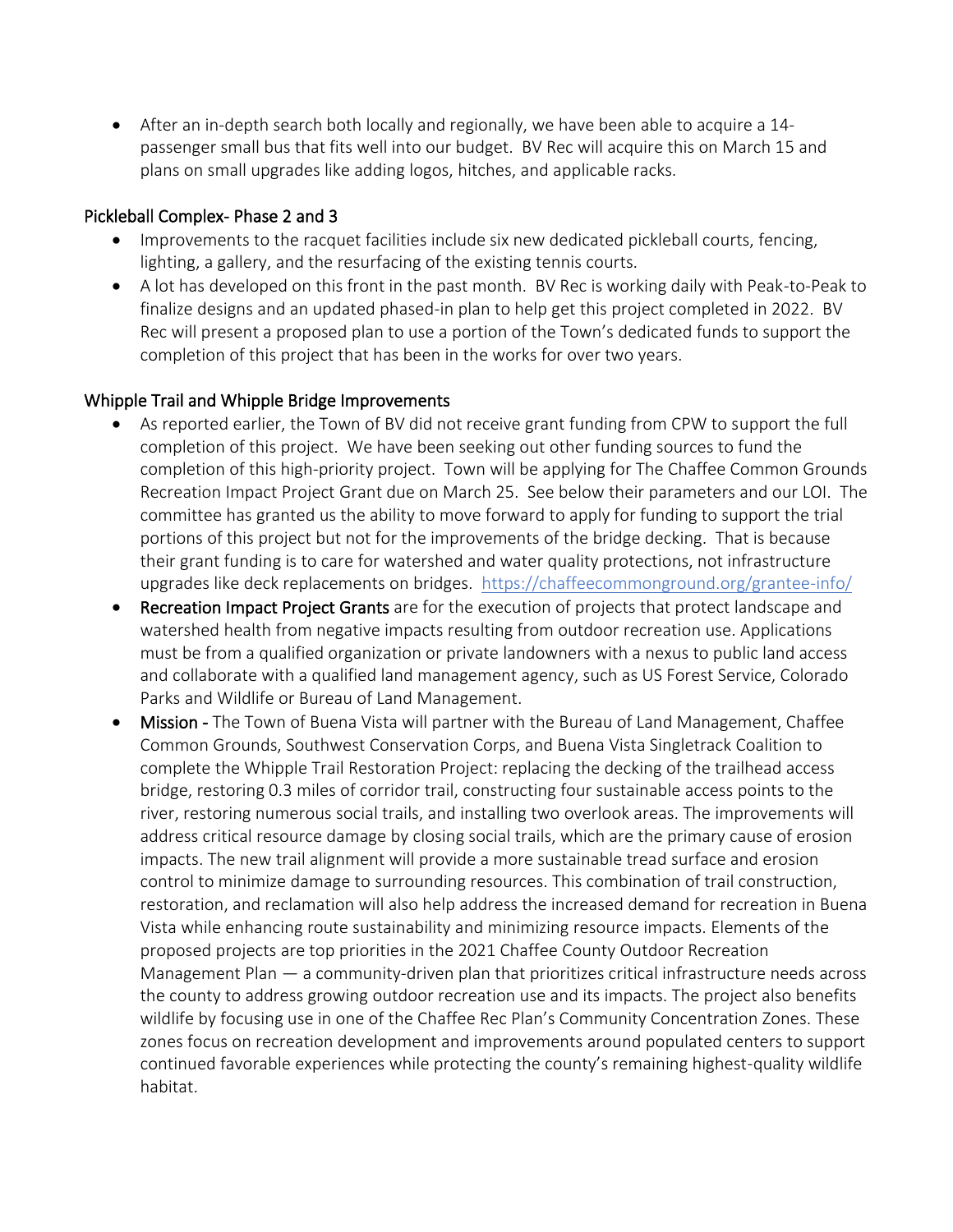- After an in-depth search both locally and regionally, we have been able to acquire a 14-passenger small bus that fits well into our budget. BV Rec will acquire this on March 15 and plans on small upgrades like adding logos, hitches, and applicable racks.

## Pickleball Complex- Phase 2 and 3

- Improvements to the racquet facilities include six new dedicated pickleball courts, fencing, lighting, a gallery, and the resurfacing of the existing tennis courts.
- A lot has developed on this front in the past month. BV Rec is working daily with Peak-to-Peak to finalize designs and an updated phased-in plan to help get this project completed in 2022. BV Rec will present a proposed plan to use a portion of the Town's dedicated funds to support the completion of this project that has been in the works for over two years.

## Whipple Trail and Whipple Bridge Improvements

- As reported earlier, the Town of BV did not receive grant funding from CPW to support the full completion of this project. We have been seeking out other funding sources to fund the completion of this high-priority project. Town will be applying for The Chaffee Common Grounds Recreation Impact Project Grant due on March 25. See below their parameters and our LOI. The committee has granted us the ability to move forward to apply for funding to support the trial portions of this project but not for the improvements of the bridge decking. That is because their grant funding is to care for watershed and water quality protections, not infrastructure upgrades like deck replacements on bridges. https://chaffeecommonground.org/grantee-info/
- **Recreation Impact Project Grants** are for the execution of projects that protect landscape and watershed health from negative impacts resulting from outdoor recreation use. Applications must be from a qualified organization or private landowners with a nexus to public land access and collaborate with a qualified land management agency, such as US Forest Service, Colorado Parks and Wildlife or Bureau of Land Management.
- **Mission -** The Town of Buena Vista will partner with the Bureau of Land Management, Chaffee Common Grounds, Southwest Conservation Corps, and Buena Vista Singletrack Coalition to complete the Whipple Trail Restoration Project: replacing the decking of the trailhead access bridge, restoring 0.3 miles of corridor trail, constructing four sustainable access points to the river, restoring numerous social trails, and installing two overlook areas. The improvements will address critical resource damage by closing social trails, which are the primary cause of erosion impacts. The new trail alignment will provide a more sustainable tread surface and erosion control to minimize damage to surrounding resources. This combination of trail construction, restoration, and reclamation will also help address the increased demand for recreation in Buena Vista while enhancing route sustainability and minimizing resource impacts. Elements of the proposed projects are top priorities in the 2021 Chaffee County Outdoor Recreation Management Plan — a community-driven plan that prioritizes critical infrastructure needs across the county to address growing outdoor recreation use and its impacts. The project also benefits wildlife by focusing use in one of the Chaffee Rec Plan's Community Concentration Zones. These zones focus on recreation development and improvements around populated centers to support continued favorable experiences while protecting the county's remaining highest-quality wildlife habitat.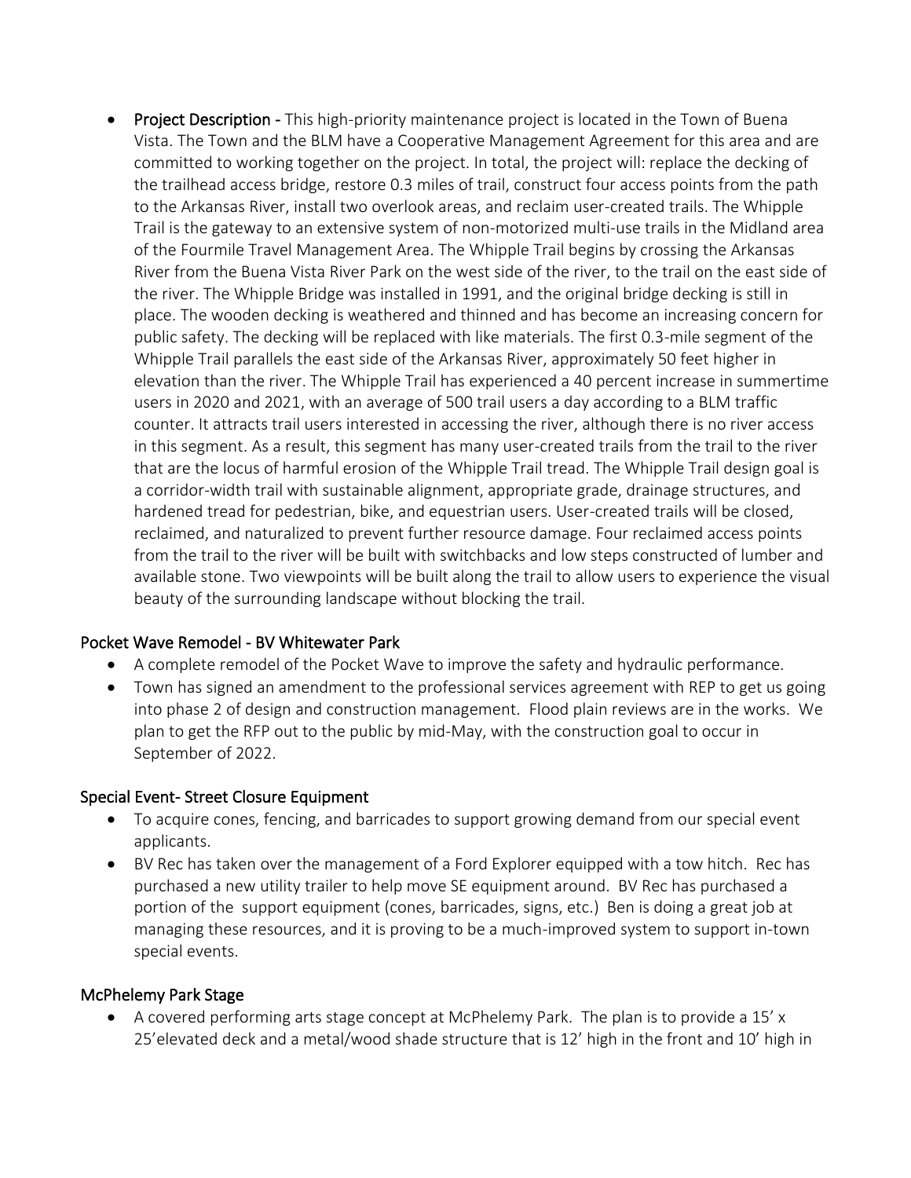- Project Description - This high-priority maintenance project is located in the Town of Buena Vista. The Town and the BLM have a Cooperative Management Agreement for this area and are committed to working together on the project. In total, the project will: replace the decking of the trailhead access bridge, restore 0.3 miles of trail, construct four access points from the path to the Arkansas River, install two overlook areas, and reclaim user-created trails. The Whipple Trail is the gateway to an extensive system of non-motorized multi-use trails in the Midland area of the Fourmile Travel Management Area. The Whipple Trail begins by crossing the Arkansas River from the Buena Vista River Park on the west side of the river, to the trail on the east side of the river. The Whipple Bridge was installed in 1991, and the original bridge decking is still in place. The wooden decking is weathered and thinned and has become an increasing concern for public safety. The decking will be replaced with like materials. The first 0.3-mile segment of the Whipple Trail parallels the east side of the Arkansas River, approximately 50 feet higher in elevation than the river. The Whipple Trail has experienced a 40 percent increase in summertime users in 2020 and 2021, with an average of 500 trail users a day according to a BLM traffic counter. It attracts trail users interested in accessing the river, although there is no river access in this segment. As a result, this segment has many user-created trails from the trail to the river that are the locus of harmful erosion of the Whipple Trail tread. The Whipple Trail design goal is a corridor-width trail with sustainable alignment, appropriate grade, drainage structures, and hardened tread for pedestrian, bike, and equestrian users. User-created trails will be closed, reclaimed, and naturalized to prevent further resource damage. Four reclaimed access points from the trail to the river will be built with switchbacks and low steps constructed of lumber and available stone. Two viewpoints will be built along the trail to allow users to experience the visual beauty of the surrounding landscape without blocking the trail.

## Pocket Wave Remodel - BV Whitewater Park

- A complete remodel of the Pocket Wave to improve the safety and hydraulic performance.
- Town has signed an amendment to the professional services agreement with REP to get us going into phase 2 of design and construction management. Flood plain reviews are in the works. We plan to get the RFP out to the public by mid-May, with the construction goal to occur in September of 2022.

## Special Event- Street Closure Equipment

- To acquire cones, fencing, and barricades to support growing demand from our special event applicants.
- BV Rec has taken over the management of a Ford Explorer equipped with a tow hitch. Rec has purchased a new utility trailer to help move SE equipment around. BV Rec has purchased a portion of the support equipment (cones, barricades, signs, etc.) Ben is doing a great job at managing these resources, and it is proving to be a much-improved system to support in-town special events.

## McPhelemy Park Stage

- A covered performing arts stage concept at McPhelemy Park. The plan is to provide a 15' x 25'elevated deck and a metal/wood shade structure that is 12' high in the front and 10' high in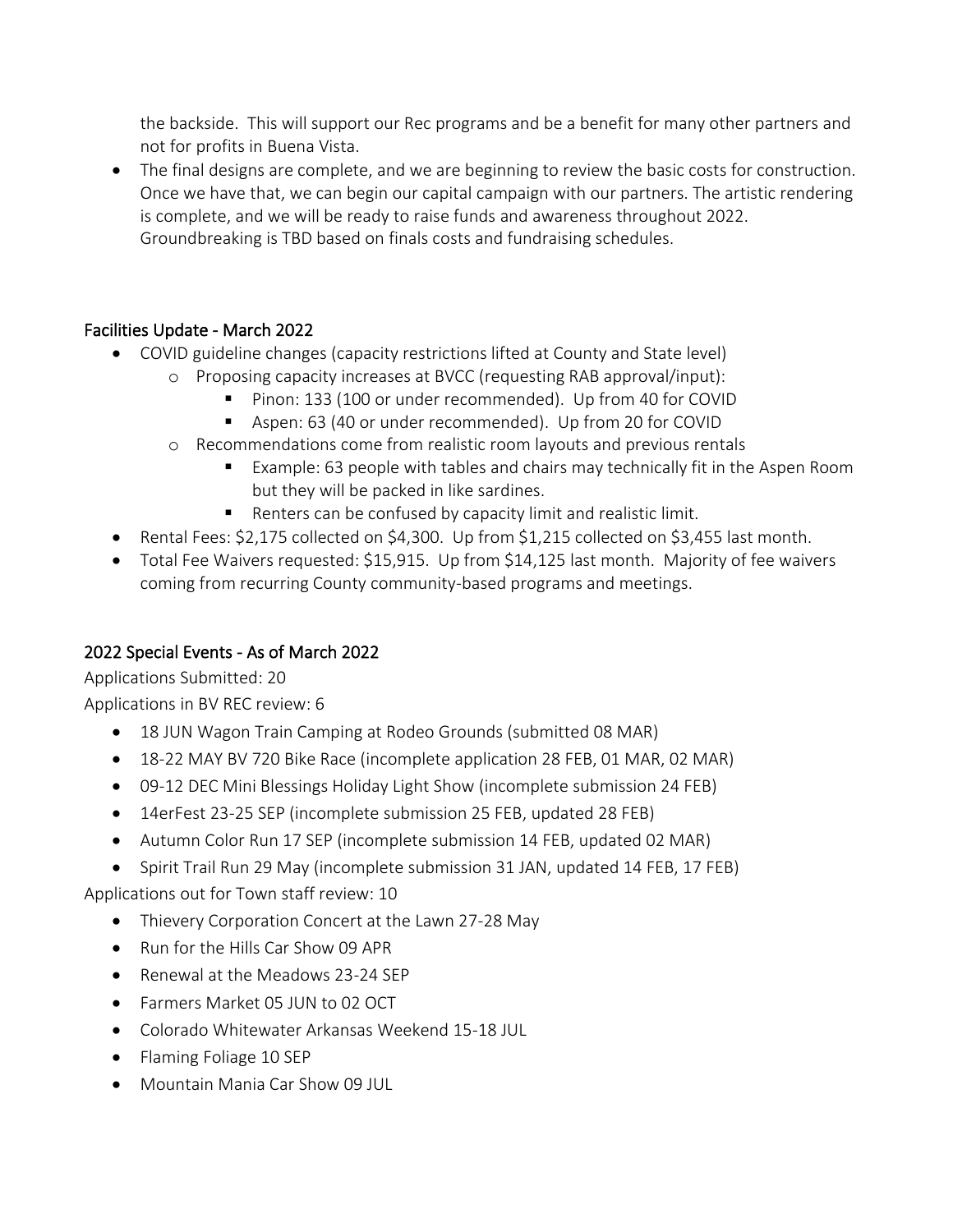the backside. This will support our Rec programs and be a benefit for many other partners and not for profits in Buena Vista.

- The final designs are complete, and we are beginning to review the basic costs for construction. Once we have that, we can begin our capital campaign with our partners. The artistic rendering is complete, and we will be ready to raise funds and awareness throughout 2022. Groundbreaking is TBD based on finals costs and fundraising schedules.

## Facilities Update - March 2022

- COVID guideline changes (capacity restrictions lifted at County and State level)
  - Proposing capacity increases at BVCC (requesting RAB approval/input):
    - Pinon: 133 (100 or under recommended). Up from 40 for COVID
    - Aspen: 63 (40 or under recommended). Up from 20 for COVID
  - Recommendations come from realistic room layouts and previous rentals
    - Example: 63 people with tables and chairs may technically fit in the Aspen Room but they will be packed in like sardines.
    - Renters can be confused by capacity limit and realistic limit.
- Rental Fees: $2,175 collected on $4,300. Up from $1,215 collected on $3,455 last month.
- Total Fee Waivers requested: $15,915. Up from $14,125 last month. Majority of fee waivers coming from recurring County community-based programs and meetings.

## 2022 Special Events - As of March 2022

Applications Submitted: 20

Applications in BV REC review: 6

- 18 JUN Wagon Train Camping at Rodeo Grounds (submitted 08 MAR)
- 18-22 MAY BV 720 Bike Race (incomplete application 28 FEB, 01 MAR, 02 MAR)
- 09-12 DEC Mini Blessings Holiday Light Show (incomplete submission 24 FEB)
- 14erFest 23-25 SEP (incomplete submission 25 FEB, updated 28 FEB)
- Autumn Color Run 17 SEP (incomplete submission 14 FEB, updated 02 MAR)
- Spirit Trail Run 29 May (incomplete submission 31 JAN, updated 14 FEB, 17 FEB)

Applications out for Town staff review: 10

- Thievery Corporation Concert at the Lawn 27-28 May
- Run for the Hills Car Show 09 APR
- Renewal at the Meadows 23-24 SEP
- Farmers Market 05 JUN to 02 OCT
- Colorado Whitewater Arkansas Weekend 15-18 JUL
- Flaming Foliage 10 SEP
- Mountain Mania Car Show 09 JUL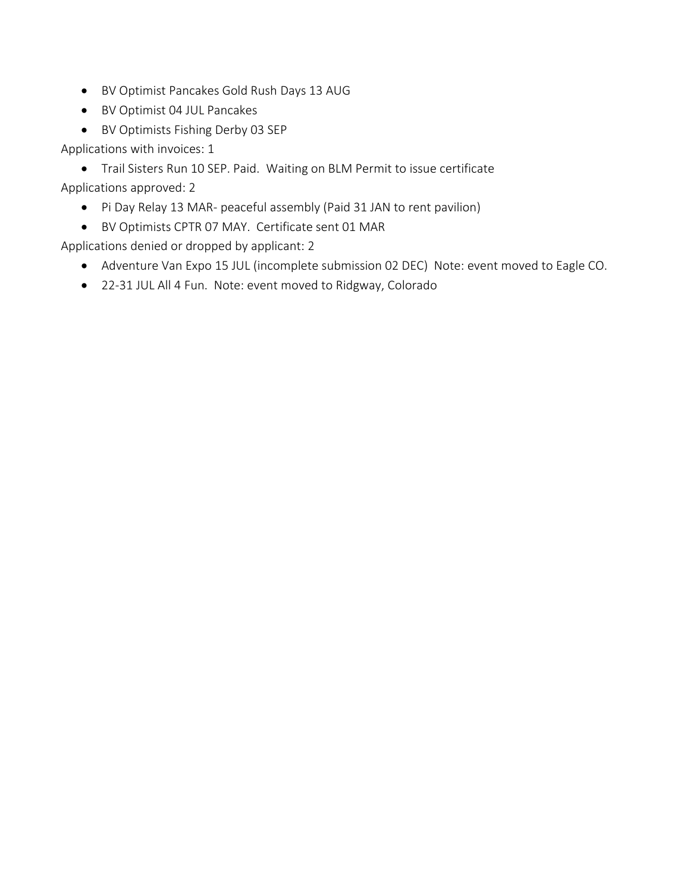- BV Optimist Pancakes Gold Rush Days 13 AUG
- BV Optimist 04 JUL Pancakes
- BV Optimists Fishing Derby 03 SEP

Applications with invoices: 1

- Trail Sisters Run 10 SEP. Paid. Waiting on BLM Permit to issue certificate

Applications approved: 2

- Pi Day Relay 13 MAR- peaceful assembly (Paid 31 JAN to rent pavilion)
- BV Optimists CPTR 07 MAY. Certificate sent 01 MAR

Applications denied or dropped by applicant: 2

- Adventure Van Expo 15 JUL (incomplete submission 02 DEC) Note: event moved to Eagle CO.
- 22-31 JUL All 4 Fun. Note: event moved to Ridgway, Colorado